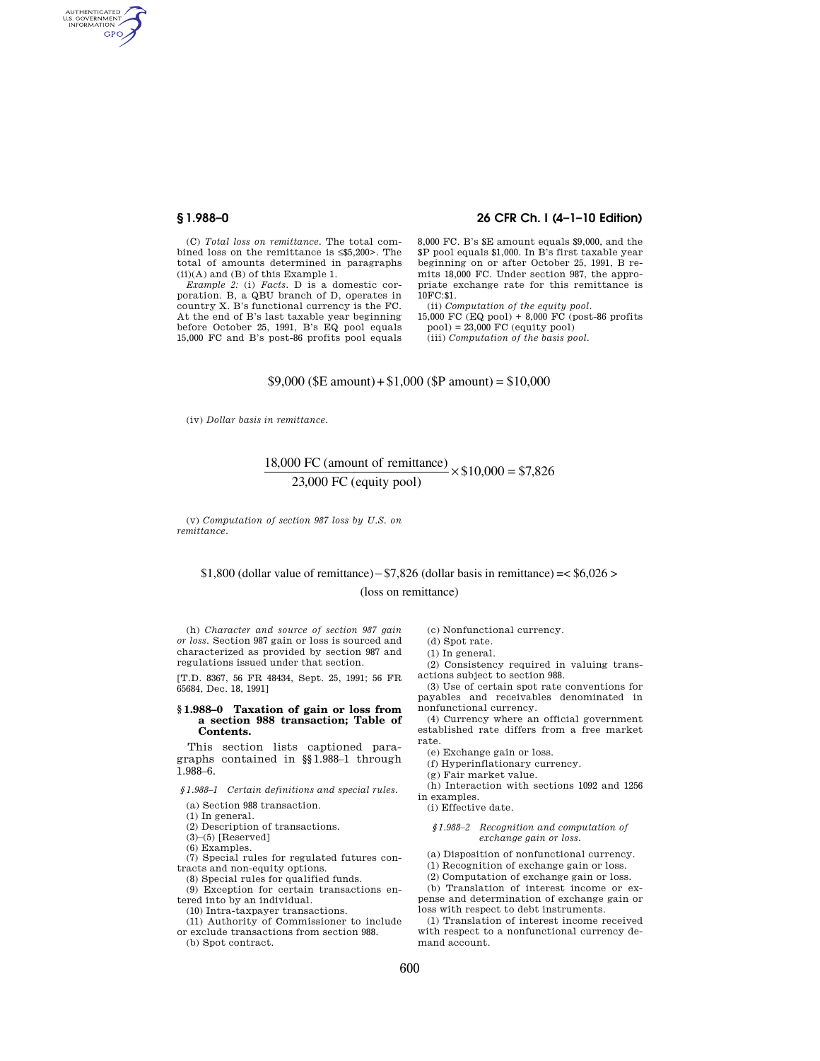(C) *Total loss on remittance.* The total combined loss on the remittance is ≤$5,200>. The total of amounts determined in paragraphs (ii)(A) and (B) of this Example 1.

*Example 2:* (i) *Facts.* D is a domestic corporation. B, a QBU branch of D, operates in country X. B's functional currency is the FC. At the end of B's last taxable year beginning before October 25, 1991, B's EQ pool equals 15,000 FC and B's post-86 profits pool equals 8,000 FC. B's $E amount equals $9,000, and the $P pool equals $1,000. In B's first taxable year beginning on or after October 25, 1991, B remits 18,000 FC. Under section 987, the appropriate exchange rate for this remittance is 10FC:$1.

(ii) *Computation of the equity pool.*

15,000 FC (EQ pool) + 8,000 FC (post-86 profits pool) = 23,000 FC (equity pool)

(iii) *Computation of the basis pool.*

$$\$9{,}000 \text{ (\$E amount)} + \$1{,}000 \text{ (\$P amount)} = \$10{,}000$$

(iv) *Dollar basis in remittance.*

$$\frac{18{,}000 \text{ FC (amount of remittance)}}{23{,}000 \text{ FC (equity pool)}} \times \$10{,}000 = \$7{,}826$$

(v) *Computation of section 987 loss by U.S. on remittance.*

$$\$1{,}800 \text{ (dollar value of remittance)} - \$7{,}826 \text{ (dollar basis in remittance)} = <\$6{,}026> \text{ (loss on remittance)}$$

(h) *Character and source of section 987 gain or loss.* Section 987 gain or loss is sourced and characterized as provided by section 987 and regulations issued under that section.

[T.D. 8367, 56 FR 48434, Sept. 25, 1991; 56 FR 65684, Dec. 18, 1991]

## § 1.988–0 Taxation of gain or loss from a section 988 transaction; Table of Contents.

This section lists captioned paragraphs contained in §§ 1.988–1 through 1.988–6.

*§ 1.988–1 Certain definitions and special rules.*

(a) Section 988 transaction.
(1) In general.
(2) Description of transactions.
(3)–(5) [Reserved]
(6) Examples.
(7) Special rules for regulated futures contracts and non-equity options.
(8) Special rules for qualified funds.
(9) Exception for certain transactions entered into by an individual.
(10) Intra-taxpayer transactions.
(11) Authority of Commissioner to include or exclude transactions from section 988.
(b) Spot contract.
(c) Nonfunctional currency.
(d) Spot rate.
(1) In general.
(2) Consistency required in valuing transactions subject to section 988.
(3) Use of certain spot rate conventions for payables and receivables denominated in nonfunctional currency.
(4) Currency where an official government established rate differs from a free market rate.
(e) Exchange gain or loss.
(f) Hyperinflationary currency.
(g) Fair market value.
(h) Interaction with sections 1092 and 1256 in examples.
(i) Effective date.

*§ 1.988–2 Recognition and computation of exchange gain or loss.*

(a) Disposition of nonfunctional currency.
(1) Recognition of exchange gain or loss.
(2) Computation of exchange gain or loss.
(b) Translation of interest income or expense and determination of exchange gain or loss with respect to debt instruments.
(1) Translation of interest income received with respect to a nonfunctional currency demand account.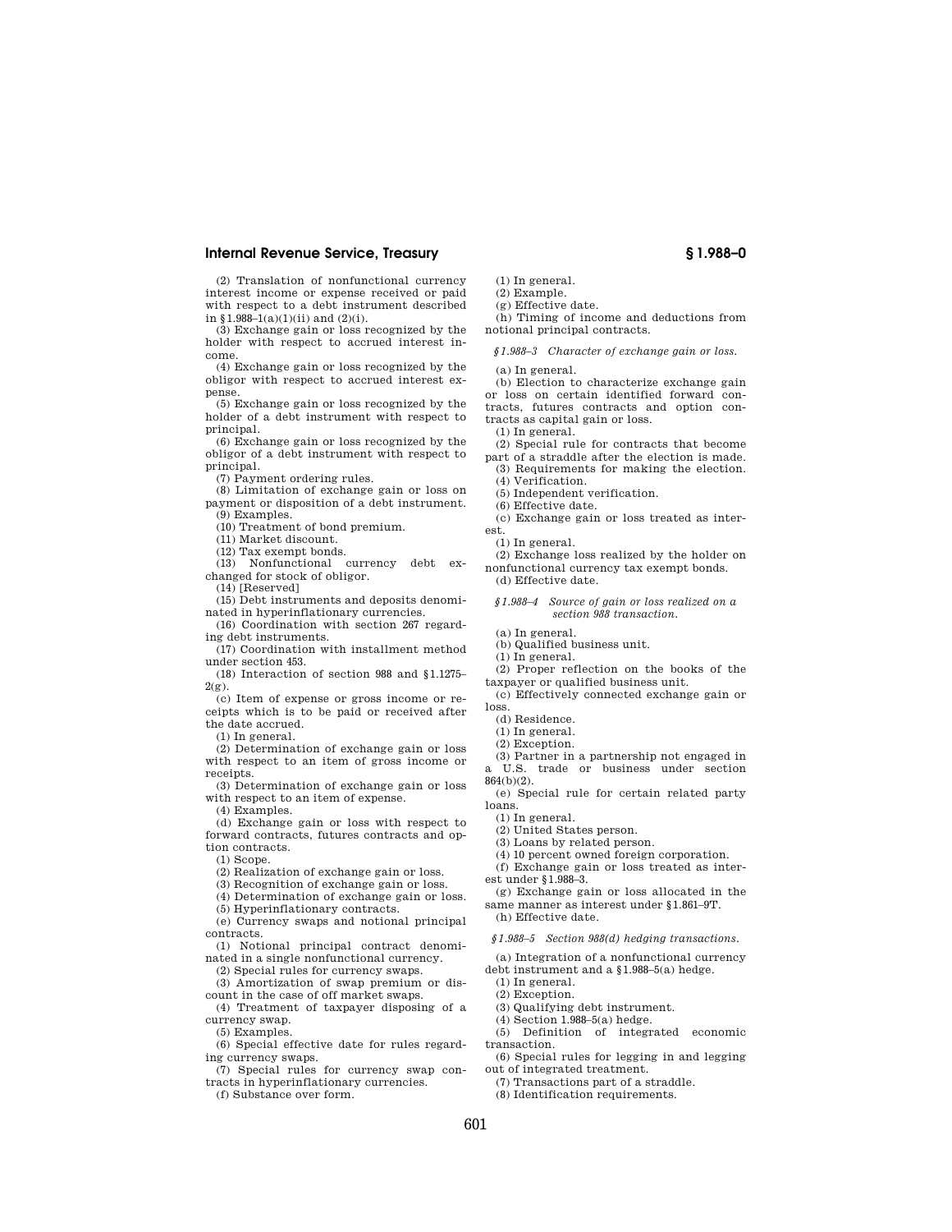(2) Translation of nonfunctional currency interest income or expense received or paid with respect to a debt instrument described in §1.988–1(a)(1)(ii) and (2)(i).

(3) Exchange gain or loss recognized by the holder with respect to accrued interest income.

(4) Exchange gain or loss recognized by the obligor with respect to accrued interest expense.

(5) Exchange gain or loss recognized by the holder of a debt instrument with respect to principal.

(6) Exchange gain or loss recognized by the obligor of a debt instrument with respect to principal.

(7) Payment ordering rules.

(8) Limitation of exchange gain or loss on payment or disposition of a debt instrument.

(9) Examples.

(10) Treatment of bond premium.

(11) Market discount.

(12) Tax exempt bonds.

(13) Nonfunctional currency debt exchanged for stock of obligor.

(14) [Reserved]

(15) Debt instruments and deposits denominated in hyperinflationary currencies.

(16) Coordination with section 267 regarding debt instruments.

(17) Coordination with installment method under section 453.

(18) Interaction of section 988 and §1.1275–2(g).

(c) Item of expense or gross income or receipts which is to be paid or received after the date accrued.

(1) In general.

(2) Determination of exchange gain or loss with respect to an item of gross income or receipts.

(3) Determination of exchange gain or loss with respect to an item of expense.

(4) Examples.

(d) Exchange gain or loss with respect to forward contracts, futures contracts and option contracts.

(1) Scope.

(2) Realization of exchange gain or loss.

(3) Recognition of exchange gain or loss.

(4) Determination of exchange gain or loss.

(5) Hyperinflationary contracts.

(e) Currency swaps and notional principal contracts.

(1) Notional principal contract denominated in a single nonfunctional currency.

(2) Special rules for currency swaps.

(3) Amortization of swap premium or discount in the case of off market swaps.

(4) Treatment of taxpayer disposing of a currency swap.

(5) Examples.

(6) Special effective date for rules regarding currency swaps.

(7) Special rules for currency swap contracts in hyperinflationary currencies.

(f) Substance over form.

(1) In general.

(2) Example.

(g) Effective date.

(h) Timing of income and deductions from notional principal contracts.

*§1.988–3 Character of exchange gain or loss.*

(a) In general.

(b) Election to characterize exchange gain or loss on certain identified forward contracts, futures contracts and option contracts as capital gain or loss.

(1) In general.

(2) Special rule for contracts that become part of a straddle after the election is made.

(3) Requirements for making the election.

(4) Verification.

(5) Independent verification.

(6) Effective date.

(c) Exchange gain or loss treated as interest.

(1) In general.

(2) Exchange loss realized by the holder on nonfunctional currency tax exempt bonds.

(d) Effective date.

*§1.988–4 Source of gain or loss realized on a section 988 transaction.*

(a) In general.

(b) Qualified business unit.

(1) In general.

(2) Proper reflection on the books of the taxpayer or qualified business unit.

(c) Effectively connected exchange gain or loss.

(d) Residence.

(1) In general.

(2) Exception.

(3) Partner in a partnership not engaged in a U.S. trade or business under section 864(b)(2).

(e) Special rule for certain related party loans.

(1) In general.

(2) United States person.

(3) Loans by related person.

(4) 10 percent owned foreign corporation.

(f) Exchange gain or loss treated as interest under §1.988–3.

(g) Exchange gain or loss allocated in the same manner as interest under §1.861–9T.

(h) Effective date.

*§1.988–5 Section 988(d) hedging transactions.*

(a) Integration of a nonfunctional currency debt instrument and a §1.988–5(a) hedge.

(1) In general.

(2) Exception.

(3) Qualifying debt instrument.

(4) Section 1.988–5(a) hedge.

(5) Definition of integrated economic transaction.

(6) Special rules for legging in and legging out of integrated treatment.

(7) Transactions part of a straddle.

(8) Identification requirements.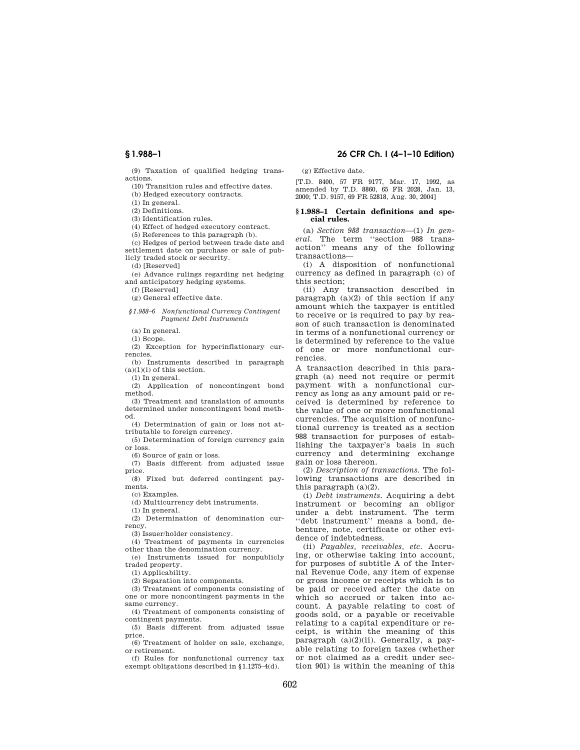(9) Taxation of qualified hedging transactions.

(10) Transition rules and effective dates.

(b) Hedged executory contracts.

(1) In general.

(2) Definitions.

(3) Identification rules.

(4) Effect of hedged executory contract.

(5) References to this paragraph (b).

(c) Hedges of period between trade date and settlement date on purchase or sale of publicly traded stock or security.

(d) [Reserved]

(e) Advance rulings regarding net hedging and anticipatory hedging systems.

(f) [Reserved]

(g) General effective date.

*§1.988–6 Nonfunctional Currency Contingent Payment Debt Instruments*

(a) In general.

(1) Scope.

(2) Exception for hyperinflationary currencies.

(b) Instruments described in paragraph (a)(1)(i) of this section.

(1) In general.

(2) Application of noncontingent bond method.

(3) Treatment and translation of amounts determined under noncontingent bond method.

(4) Determination of gain or loss not attributable to foreign currency.

(5) Determination of foreign currency gain or loss.

(6) Source of gain or loss.

(7) Basis different from adjusted issue price.

(8) Fixed but deferred contingent payments.

(c) Examples.

(d) Multicurrency debt instruments.

(1) In general.

(2) Determination of denomination currency.

(3) Issuer/holder consistency.

(4) Treatment of payments in currencies other than the denomination currency.

(e) Instruments issued for nonpublicly traded property.

(1) Applicability.

(2) Separation into components.

(3) Treatment of components consisting of one or more noncontingent payments in the same currency.

(4) Treatment of components consisting of contingent payments.

(5) Basis different from adjusted issue price.

(6) Treatment of holder on sale, exchange, or retirement.

(f) Rules for nonfunctional currency tax exempt obligations described in §1.1275–4(d).

(g) Effective date.

[T.D. 8400, 57 FR 9177, Mar. 17, 1992, as amended by T.D. 8860, 65 FR 2028, Jan. 13, 2000; T.D. 9157, 69 FR 52818, Aug. 30, 2004]

## §1.988–1 Certain definitions and special rules.

(a) *Section 988 transaction*—(1) *In general.* The term "section 988 transaction" means any of the following transactions—

(i) A disposition of nonfunctional currency as defined in paragraph (c) of this section;

(ii) Any transaction described in paragraph (a)(2) of this section if any amount which the taxpayer is entitled to receive or is required to pay by reason of such transaction is denominated in terms of a nonfunctional currency or is determined by reference to the value of one or more nonfunctional currencies.

A transaction described in this paragraph (a) need not require or permit payment with a nonfunctional currency as long as any amount paid or received is determined by reference to the value of one or more nonfunctional currencies. The acquisition of nonfunctional currency is treated as a section 988 transaction for purposes of establishing the taxpayer's basis in such currency and determining exchange gain or loss thereon.

(2) *Description of transactions.* The following transactions are described in this paragraph (a)(2).

(i) *Debt instruments.* Acquiring a debt instrument or becoming an obligor under a debt instrument. The term "debt instrument" means a bond, debenture, note, certificate or other evidence of indebtedness.

(ii) *Payables, receivables, etc.* Accruing, or otherwise taking into account, for purposes of subtitle A of the Internal Revenue Code, any item of expense or gross income or receipts which is to be paid or received after the date on which so accrued or taken into account. A payable relating to cost of goods sold, or a payable or receivable relating to a capital expenditure or receipt, is within the meaning of this paragraph (a)(2)(ii). Generally, a payable relating to foreign taxes (whether or not claimed as a credit under section 901) is within the meaning of this